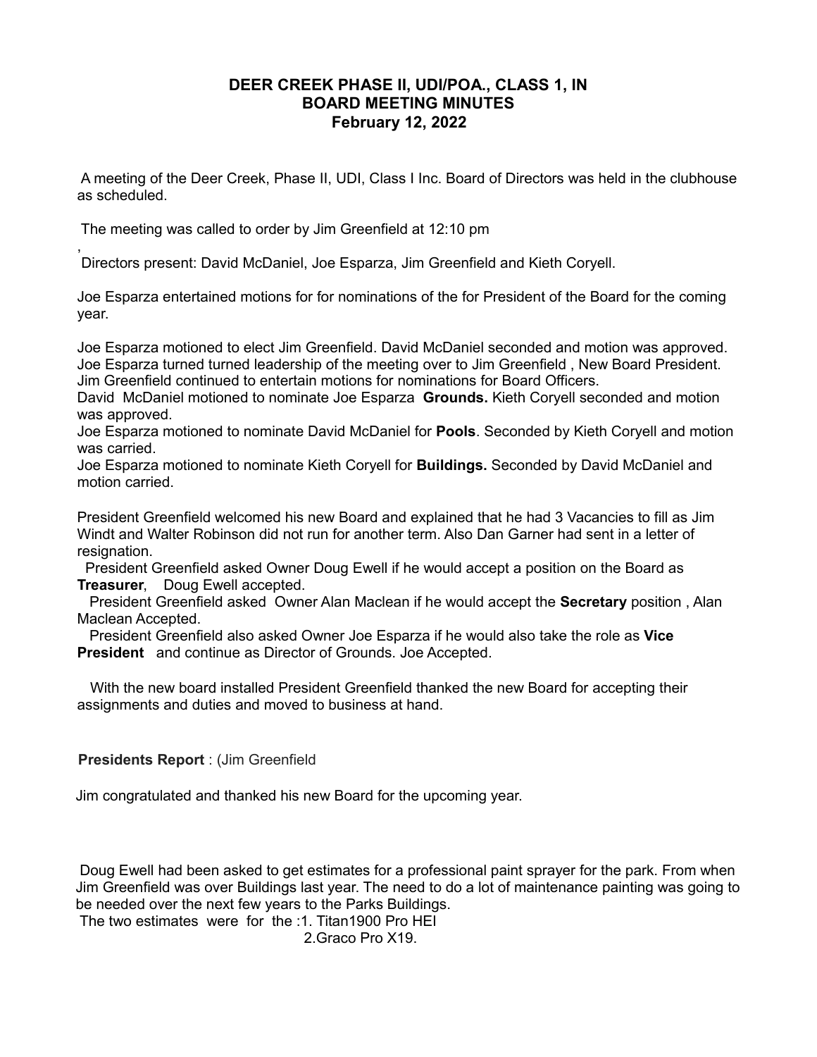# DEER CREEK PHASE II, UDI/POA., CLASS 1, IN
## BOARD MEETING MINUTES
### February 12, 2022

A meeting of the Deer Creek, Phase II, UDI, Class I Inc. Board of Directors was held in the clubhouse as scheduled.

The meeting was called to order by Jim Greenfield at 12:10 pm

,
Directors present: David McDaniel, Joe Esparza, Jim Greenfield and Kieth Coryell.

Joe Esparza entertained motions for for nominations of the for President of the Board for the coming year.

Joe Esparza motioned to elect Jim Greenfield. David McDaniel seconded and motion was approved.
Joe Esparza turned turned leadership of the meeting over to Jim Greenfield , New Board President.
Jim Greenfield continued to entertain motions for nominations for Board Officers.
David McDaniel motioned to nominate Joe Esparza **Grounds.** Kieth Coryell seconded and motion was approved.
Joe Esparza motioned to nominate David McDaniel for **Pools**. Seconded by Kieth Coryell and motion was carried.
Joe Esparza motioned to nominate Kieth Coryell for **Buildings.** Seconded by David McDaniel and motion carried.

President Greenfield welcomed his new Board and explained that he had 3 Vacancies to fill as Jim Windt and Walter Robinson did not run for another term. Also Dan Garner had sent in a letter of resignation.
President Greenfield asked Owner Doug Ewell if he would accept a position on the Board as **Treasurer**, Doug Ewell accepted.
President Greenfield asked Owner Alan Maclean if he would accept the **Secretary** position , Alan Maclean Accepted.
President Greenfield also asked Owner Joe Esparza if he would also take the role as **Vice President** and continue as Director of Grounds. Joe Accepted.

With the new board installed President Greenfield thanked the new Board for accepting their assignments and duties and moved to business at hand.

**Presidents Report** : (Jim Greenfield

Jim congratulated and thanked his new Board for the upcoming year.

Doug Ewell had been asked to get estimates for a professional paint sprayer for the park. From when Jim Greenfield was over Buildings last year. The need to do a lot of maintenance painting was going to be needed over the next few years to the Parks Buildings.
The two estimates were for the :1. Titan1900 Pro HEI
2.Graco Pro X19.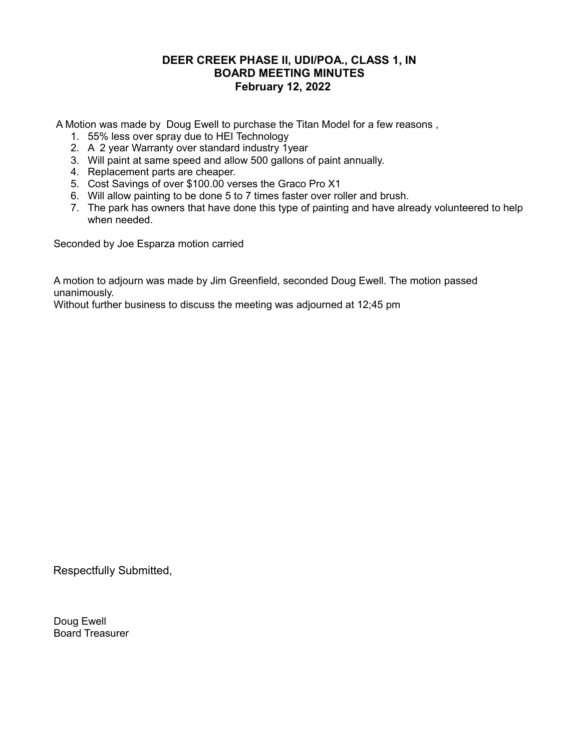**DEER CREEK PHASE II, UDI/POA., CLASS 1, IN**
**BOARD MEETING MINUTES**
**February 12, 2022**

A Motion was made by Doug Ewell to purchase the Titan Model for a few reasons ,

1. 55% less over spray due to HEI Technology
2. A 2 year Warranty over standard industry 1year
3. Will paint at same speed and allow 500 gallons of paint annually.
4. Replacement parts are cheaper.
5. Cost Savings of over $100.00 verses the Graco Pro X1
6. Will allow painting to be done 5 to 7 times faster over roller and brush.
7. The park has owners that have done this type of painting and have already volunteered to help when needed.

Seconded by Joe Esparza motion carried

A motion to adjourn was made by Jim Greenfield, seconded Doug Ewell. The motion passed unanimously.
Without further business to discuss the meeting was adjourned at 12;45 pm

Respectfully Submitted,

Doug Ewell
Board Treasurer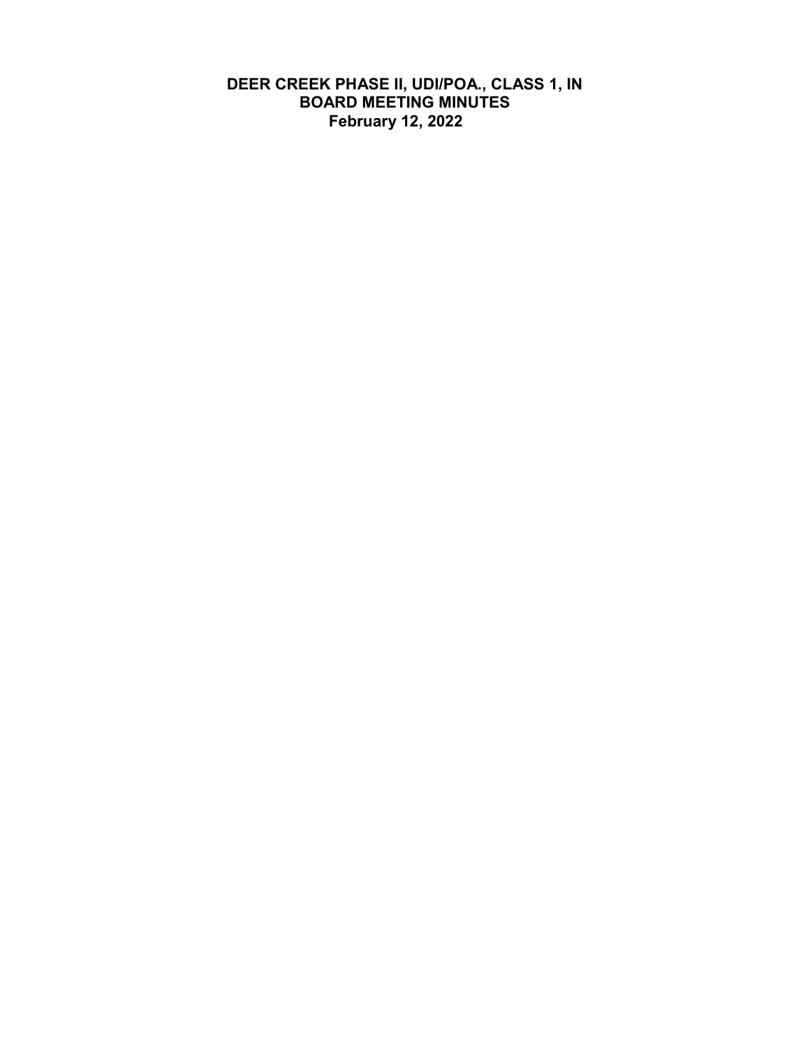**DEER CREEK PHASE II, UDI/POA., CLASS 1, IN**
**BOARD MEETING MINUTES**
**February 12, 2022**